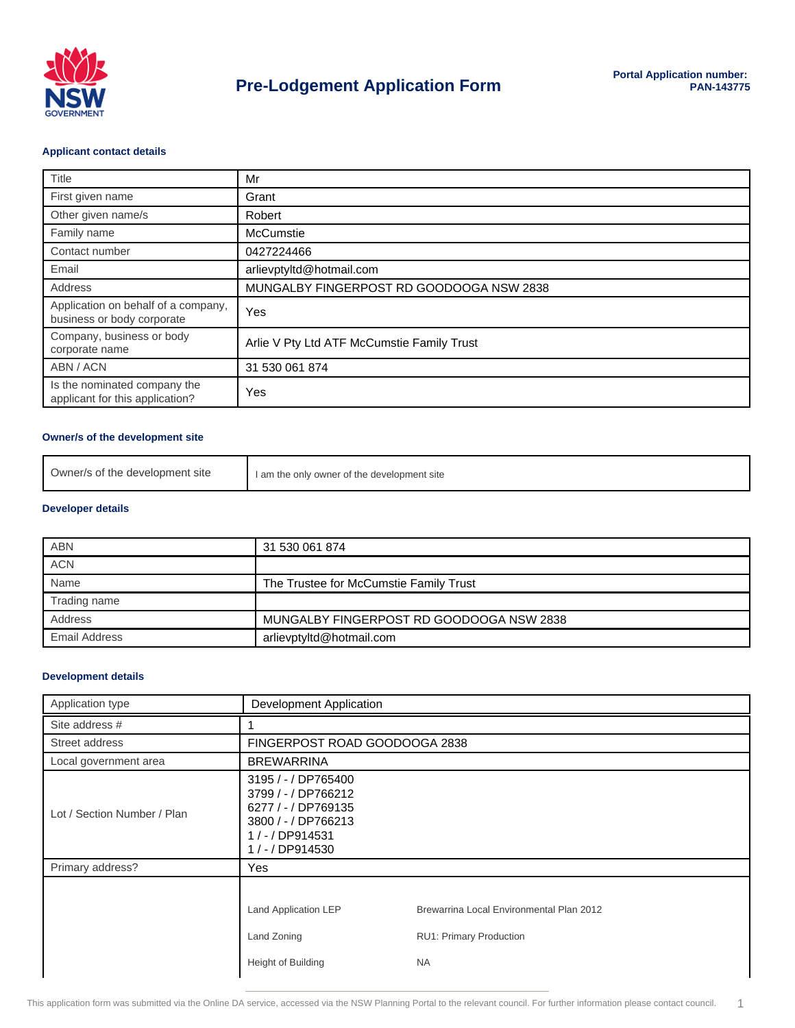# Pre-Lodgement Application Form

**Portal Application number:**
**PAN-143775**

### Applicant contact details

| | |
|---|---|
| Title | Mr |
| First given name | Grant |
| Other given name/s | Robert |
| Family name | McCumstie |
| Contact number | 0427224466 |
| Email | arlievptyltd@hotmail.com |
| Address | MUNGALBY FINGERPOST RD GOODOOGA NSW 2838 |
| Application on behalf of a company, business or body corporate | Yes |
| Company, business or body corporate name | Arlie V Pty Ltd ATF McCumstie Family Trust |
| ABN / ACN | 31 530 061 874 |
| Is the nominated company the applicant for this application? | Yes |

### Owner/s of the development site

| | |
|---|---|
| Owner/s of the development site | I am the only owner of the development site |

### Developer details

| | |
|---|---|
| ABN | 31 530 061 874 |
| ACN | |
| Name | The Trustee for McCumstie Family Trust |
| Trading name | |
| Address | MUNGALBY FINGERPOST RD GOODOOGA NSW 2838 |
| Email Address | arlievptyltd@hotmail.com |

### Development details

| | |
|---|---|
| Application type | Development Application |
| Site address # | 1 |
| Street address | FINGERPOST ROAD GOODOOGA 2838 |
| Local government area | BREWARRINA |
| Lot / Section Number / Plan | 3195 / - / DP765400<br>3799 / - / DP766212<br>6277 / - / DP769135<br>3800 / - / DP766213<br>1 / - / DP914531<br>1 / - / DP914530 |
| Primary address? | Yes |
| | Land Application LEP: Brewarrina Local Environmental Plan 2012<br>Land Zoning: RU1: Primary Production<br>Height of Building: NA |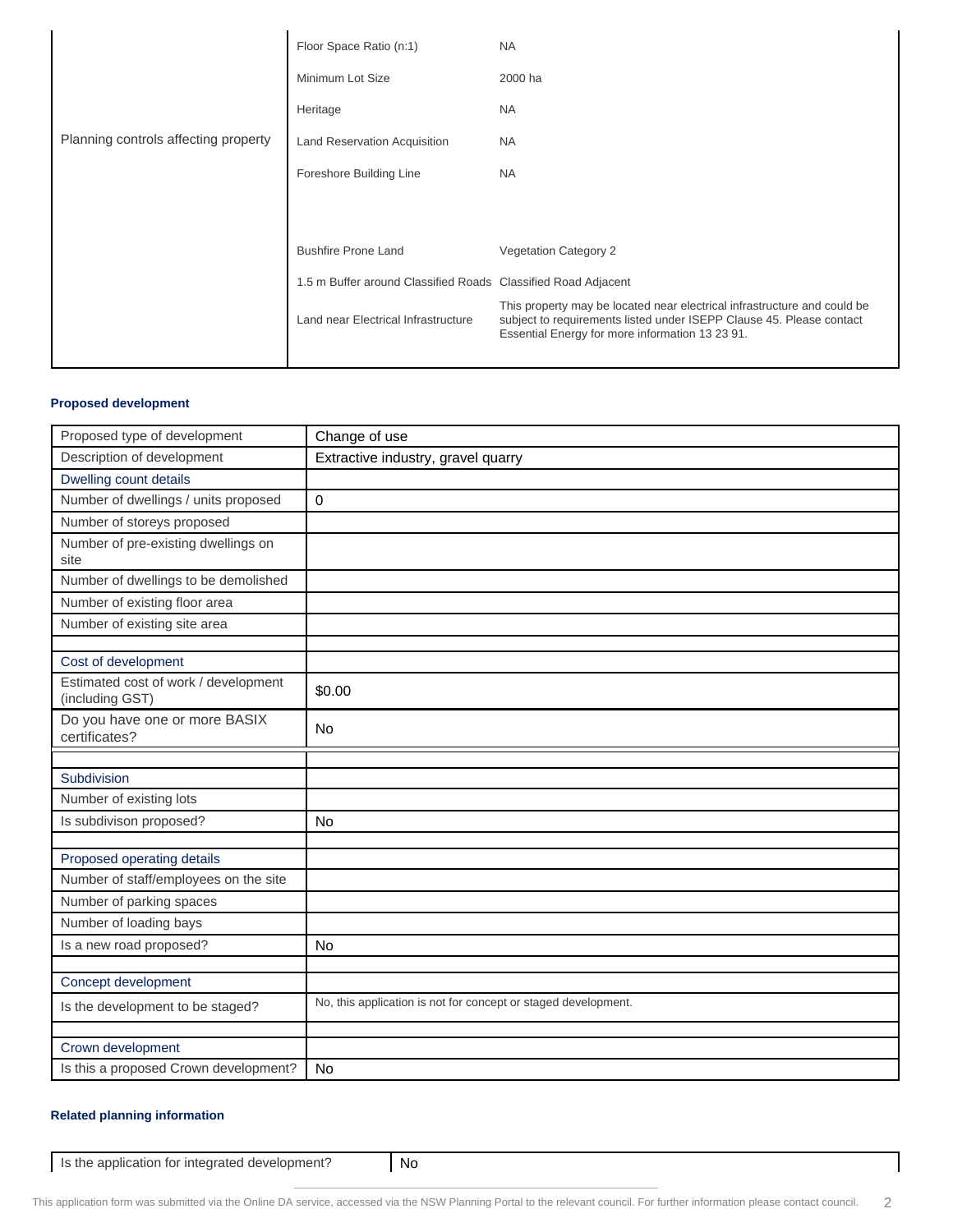| | | |
|---|---|---|
| Planning controls affecting property | Floor Space Ratio (n:1) | NA |
| | Minimum Lot Size | 2000 ha |
| | Heritage | NA |
| | Land Reservation Acquisition | NA |
| | Foreshore Building Line | NA |
| | | |
| | Bushfire Prone Land | Vegetation Category 2 |
| | 1.5 m Buffer around Classified Roads | Classified Road Adjacent |
| | Land near Electrical Infrastructure | This property may be located near electrical infrastructure and could be subject to requirements listed under ISEPP Clause 45. Please contact Essential Energy for more information 13 23 91. |

**Proposed development**

| | |
|---|---|
| Proposed type of development | Change of use |
| Description of development | Extractive industry, gravel quarry |
| Dwelling count details | |
| Number of dwellings / units proposed | 0 |
| Number of storeys proposed | |
| Number of pre-existing dwellings on site | |
| Number of dwellings to be demolished | |
| Number of existing floor area | |
| Number of existing site area | |
| | |
| Cost of development | |
| Estimated cost of work / development (including GST) | $0.00 |
| Do you have one or more BASIX certificates? | No |
| | |
| Subdivision | |
| Number of existing lots | |
| Is subdivison proposed? | No |
| | |
| Proposed operating details | |
| Number of staff/employees on the site | |
| Number of parking spaces | |
| Number of loading bays | |
| Is a new road proposed? | No |
| | |
| Concept development | |
| Is the development to be staged? | No, this application is not for concept or staged development. |
| | |
| Crown development | |
| Is this a proposed Crown development? | No |

**Related planning information**

| | |
|---|---|
| Is the application for integrated development? | No |

This application form was submitted via the Online DA service, accessed via the NSW Planning Portal to the relevant council. For further information please contact council.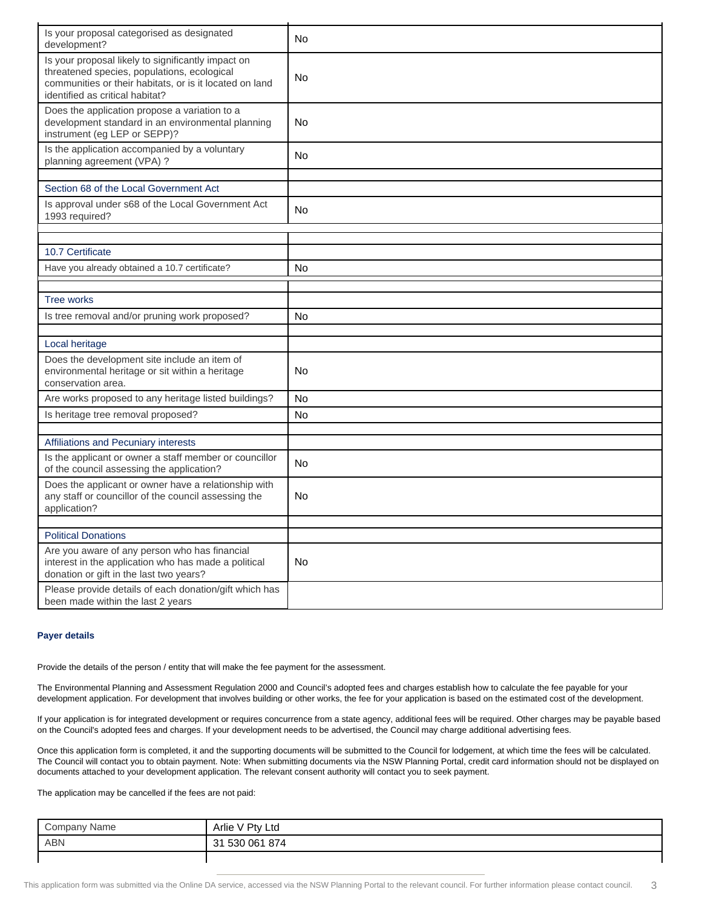| | |
|---|---|
| Is your proposal categorised as designated development? | No |
| Is your proposal likely to significantly impact on threatened species, populations, ecological communities or their habitats, or is it located on land identified as critical habitat? | No |
| Does the application propose a variation to a development standard in an environmental planning instrument (eg LEP or SEPP)? | No |
| Is the application accompanied by a voluntary planning agreement (VPA) ? | No |
| | |
| **Section 68 of the Local Government Act** | |
| Is approval under s68 of the Local Government Act 1993 required? | No |
| | |
| **10.7 Certificate** | |
| Have you already obtained a 10.7 certificate? | No |
| | |
| **Tree works** | |
| Is tree removal and/or pruning work proposed? | No |
| | |
| **Local heritage** | |
| Does the development site include an item of environmental heritage or sit within a heritage conservation area. | No |
| Are works proposed to any heritage listed buildings? | No |
| Is heritage tree removal proposed? | No |
| | |
| **Affiliations and Pecuniary interests** | |
| Is the applicant or owner a staff member or councillor of the council assessing the application? | No |
| Does the applicant or owner have a relationship with any staff or councillor of the council assessing the application? | No |
| | |
| **Political Donations** | |
| Are you aware of any person who has financial interest in the application who has made a political donation or gift in the last two years? | No |
| Please provide details of each donation/gift which has been made within the last 2 years | |

### Payer details

Provide the details of the person / entity that will make the fee payment for the assessment.

The Environmental Planning and Assessment Regulation 2000 and Council's adopted fees and charges establish how to calculate the fee payable for your development application. For development that involves building or other works, the fee for your application is based on the estimated cost of the development.

If your application is for integrated development or requires concurrence from a state agency, additional fees will be required. Other charges may be payable based on the Council's adopted fees and charges. If your development needs to be advertised, the Council may charge additional advertising fees.

Once this application form is completed, it and the supporting documents will be submitted to the Council for lodgement, at which time the fees will be calculated. The Council will contact you to obtain payment. Note: When submitting documents via the NSW Planning Portal, credit card information should not be displayed on documents attached to your development application. The relevant consent authority will contact you to seek payment.

The application may be cancelled if the fees are not paid:

| | |
|---|---|
| Company Name | Arlie V Pty Ltd |
| ABN | 31 530 061 874 |
| | |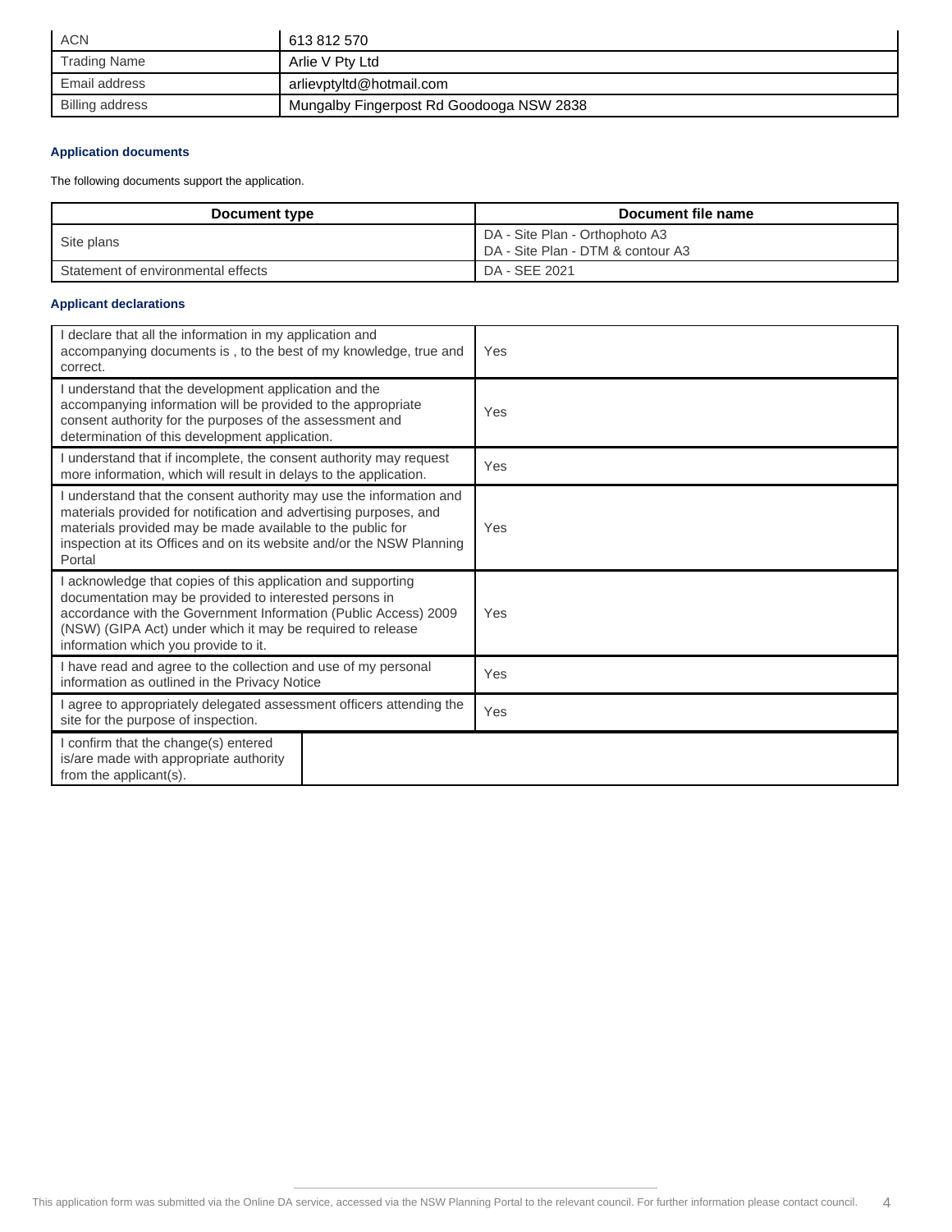| | |
|---|---|
| ACN | 613 812 570 |
| Trading Name | Arlie V Pty Ltd |
| Email address | arlievptyltd@hotmail.com |
| Billing address | Mungalby Fingerpost Rd Goodooga NSW 2838 |

**Application documents**

The following documents support the application.

| Document type | Document file name |
|---|---|
| Site plans | DA - Site Plan - Orthophoto A3<br>DA - Site Plan - DTM & contour A3 |
| Statement of environmental effects | DA - SEE 2021 |

**Applicant declarations**

| | |
|---|---|
| I declare that all the information in my application and accompanying documents is , to the best of my knowledge, true and correct. | Yes |
| I understand that the development application and the accompanying information will be provided to the appropriate consent authority for the purposes of the assessment and determination of this development application. | Yes |
| I understand that if incomplete, the consent authority may request more information, which will result in delays to the application. | Yes |
| I understand that the consent authority may use the information and materials provided for notification and advertising purposes, and materials provided may be made available to the public for inspection at its Offices and on its website and/or the NSW Planning Portal | Yes |
| I acknowledge that copies of this application and supporting documentation may be provided to interested persons in accordance with the Government Information (Public Access) 2009 (NSW) (GIPA Act) under which it may be required to release information which you provide to it. | Yes |
| I have read and agree to the collection and use of my personal information as outlined in the Privacy Notice | Yes |
| I agree to appropriately delegated assessment officers attending the site for the purpose of inspection. | Yes |
| I confirm that the change(s) entered is/are made with appropriate authority from the applicant(s). | |

This application form was submitted via the Online DA service, accessed via the NSW Planning Portal to the relevant council. For further information please contact council.